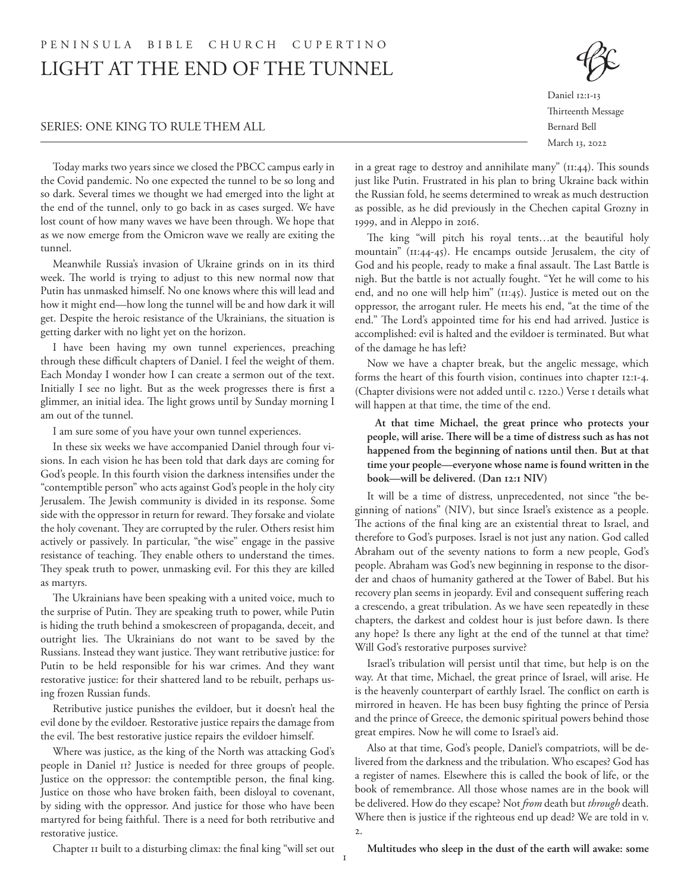PENINSULA BIBLE CHURCH CUPERTINO

# LIGHT AT THE END OF THE TUNNEL

SERIES: ONE KING TO RULE THEM ALL

Daniel 12:1-13
Thirteenth Message
Bernard Bell
March 13, 2022

Today marks two years since we closed the PBCC campus early in the Covid pandemic. No one expected the tunnel to be so long and so dark. Several times we thought we had emerged into the light at the end of the tunnel, only to go back in as cases surged. We have lost count of how many waves we have been through. We hope that as we now emerge from the Omicron wave we really are exiting the tunnel.

Meanwhile Russia's invasion of Ukraine grinds on in its third week. The world is trying to adjust to this new normal now that Putin has unmasked himself. No one knows where this will lead and how it might end—how long the tunnel will be and how dark it will get. Despite the heroic resistance of the Ukrainians, the situation is getting darker with no light yet on the horizon.

I have been having my own tunnel experiences, preaching through these difficult chapters of Daniel. I feel the weight of them. Each Monday I wonder how I can create a sermon out of the text. Initially I see no light. But as the week progresses there is first a glimmer, an initial idea. The light grows until by Sunday morning I am out of the tunnel.

I am sure some of you have your own tunnel experiences.

In these six weeks we have accompanied Daniel through four visions. In each vision he has been told that dark days are coming for God's people. In this fourth vision the darkness intensifies under the "contemptible person" who acts against God's people in the holy city Jerusalem. The Jewish community is divided in its response. Some side with the oppressor in return for reward. They forsake and violate the holy covenant. They are corrupted by the ruler. Others resist him actively or passively. In particular, "the wise" engage in the passive resistance of teaching. They enable others to understand the times. They speak truth to power, unmasking evil. For this they are killed as martyrs.

The Ukrainians have been speaking with a united voice, much to the surprise of Putin. They are speaking truth to power, while Putin is hiding the truth behind a smokescreen of propaganda, deceit, and outright lies. The Ukrainians do not want to be saved by the Russians. Instead they want justice. They want retributive justice: for Putin to be held responsible for his war crimes. And they want restorative justice: for their shattered land to be rebuilt, perhaps using frozen Russian funds.

Retributive justice punishes the evildoer, but it doesn't heal the evil done by the evildoer. Restorative justice repairs the damage from the evil. The best restorative justice repairs the evildoer himself.

Where was justice, as the king of the North was attacking God's people in Daniel 11? Justice is needed for three groups of people. Justice on the oppressor: the contemptible person, the final king. Justice on those who have broken faith, been disloyal to covenant, by siding with the oppressor. And justice for those who have been martyred for being faithful. There is a need for both retributive and restorative justice.

Chapter 11 built to a disturbing climax: the final king "will set out in a great rage to destroy and annihilate many" (11:44). This sounds just like Putin. Frustrated in his plan to bring Ukraine back within the Russian fold, he seems determined to wreak as much destruction as possible, as he did previously in the Chechen capital Grozny in 1999, and in Aleppo in 2016.

The king "will pitch his royal tents…at the beautiful holy mountain" (11:44-45). He encamps outside Jerusalem, the city of God and his people, ready to make a final assault. The Last Battle is nigh. But the battle is not actually fought. "Yet he will come to his end, and no one will help him" (11:45). Justice is meted out on the oppressor, the arrogant ruler. He meets his end, "at the time of the end." The Lord's appointed time for his end had arrived. Justice is accomplished: evil is halted and the evildoer is terminated. But what of the damage he has left?

Now we have a chapter break, but the angelic message, which forms the heart of this fourth vision, continues into chapter 12:1-4. (Chapter divisions were not added until c. 1220.) Verse 1 details what will happen at that time, the time of the end.

> **At that time Michael, the great prince who protects your people, will arise. There will be a time of distress such as has not happened from the beginning of nations until then. But at that time your people—everyone whose name is found written in the book—will be delivered. (Dan 12:1 NIV)**

It will be a time of distress, unprecedented, not since "the beginning of nations" (NIV), but since Israel's existence as a people. The actions of the final king are an existential threat to Israel, and therefore to God's purposes. Israel is not just any nation. God called Abraham out of the seventy nations to form a new people, God's people. Abraham was God's new beginning in response to the disorder and chaos of humanity gathered at the Tower of Babel. But his recovery plan seems in jeopardy. Evil and consequent suffering reach a crescendo, a great tribulation. As we have seen repeatedly in these chapters, the darkest and coldest hour is just before dawn. Is there any hope? Is there any light at the end of the tunnel at that time? Will God's restorative purposes survive?

Israel's tribulation will persist until that time, but help is on the way. At that time, Michael, the great prince of Israel, will arise. He is the heavenly counterpart of earthly Israel. The conflict on earth is mirrored in heaven. He has been busy fighting the prince of Persia and the prince of Greece, the demonic spiritual powers behind those great empires. Now he will come to Israel's aid.

Also at that time, God's people, Daniel's compatriots, will be delivered from the darkness and the tribulation. Who escapes? God has a register of names. Elsewhere this is called the book of life, or the book of remembrance. All those whose names are in the book will be delivered. How do they escape? Not *from* death but *through* death. Where then is justice if the righteous end up dead? We are told in v. 2.

> **Multitudes who sleep in the dust of the earth will awake: some**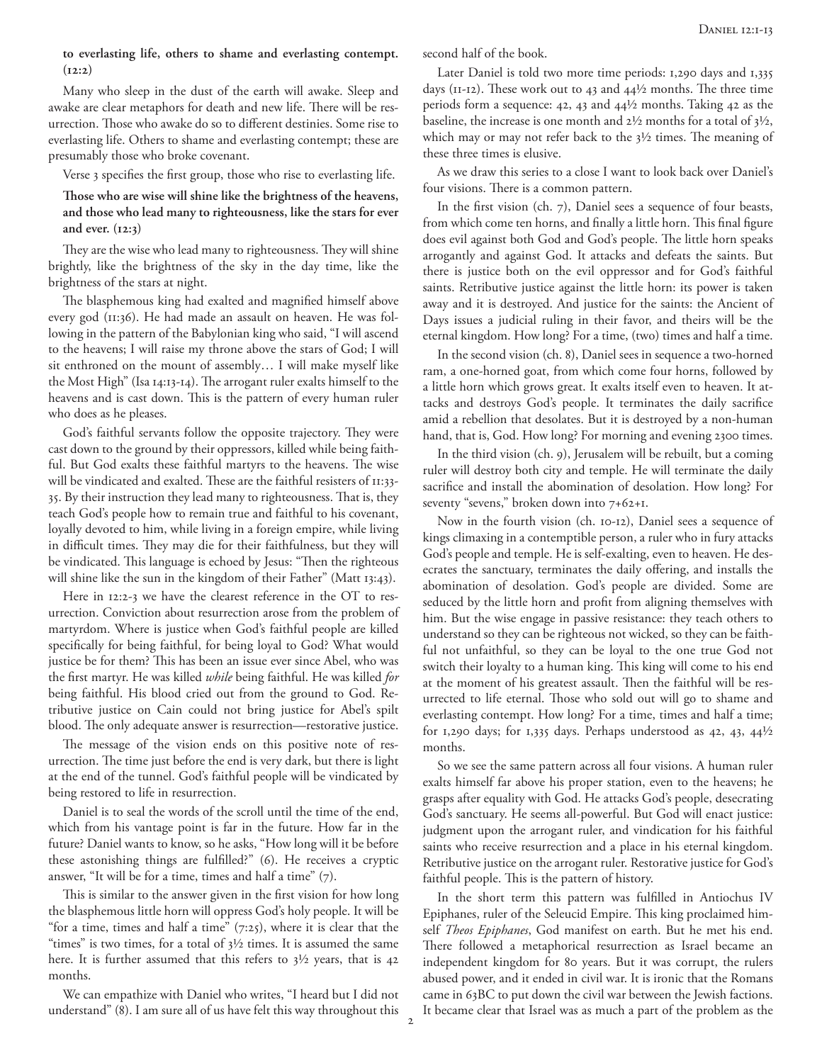**to everlasting life, others to shame and everlasting contempt. (12:2)**

Many who sleep in the dust of the earth will awake. Sleep and awake are clear metaphors for death and new life. There will be resurrection. Those who awake do so to different destinies. Some rise to everlasting life. Others to shame and everlasting contempt; these are presumably those who broke covenant.

Verse 3 specifies the first group, those who rise to everlasting life.

**Those who are wise will shine like the brightness of the heavens, and those who lead many to righteousness, like the stars for ever and ever. (12:3)**

They are the wise who lead many to righteousness. They will shine brightly, like the brightness of the sky in the day time, like the brightness of the stars at night.

The blasphemous king had exalted and magnified himself above every god (11:36). He had made an assault on heaven. He was following in the pattern of the Babylonian king who said, "I will ascend to the heavens; I will raise my throne above the stars of God; I will sit enthroned on the mount of assembly… I will make myself like the Most High" (Isa 14:13-14). The arrogant ruler exalts himself to the heavens and is cast down. This is the pattern of every human ruler who does as he pleases.

God's faithful servants follow the opposite trajectory. They were cast down to the ground by their oppressors, killed while being faithful. But God exalts these faithful martyrs to the heavens. The wise will be vindicated and exalted. These are the faithful resisters of 11:33-35. By their instruction they lead many to righteousness. That is, they teach God's people how to remain true and faithful to his covenant, loyally devoted to him, while living in a foreign empire, while living in difficult times. They may die for their faithfulness, but they will be vindicated. This language is echoed by Jesus: "Then the righteous will shine like the sun in the kingdom of their Father" (Matt 13:43).

Here in 12:2-3 we have the clearest reference in the OT to resurrection. Conviction about resurrection arose from the problem of martyrdom. Where is justice when God's faithful people are killed specifically for being faithful, for being loyal to God? What would justice be for them? This has been an issue ever since Abel, who was the first martyr. He was killed *while* being faithful. He was killed *for* being faithful. His blood cried out from the ground to God. Retributive justice on Cain could not bring justice for Abel's spilt blood. The only adequate answer is resurrection—restorative justice.

The message of the vision ends on this positive note of resurrection. The time just before the end is very dark, but there is light at the end of the tunnel. God's faithful people will be vindicated by being restored to life in resurrection.

Daniel is to seal the words of the scroll until the time of the end, which from his vantage point is far in the future. How far in the future? Daniel wants to know, so he asks, "How long will it be before these astonishing things are fulfilled?" (6). He receives a cryptic answer, "It will be for a time, times and half a time" (7).

This is similar to the answer given in the first vision for how long the blasphemous little horn will oppress God's holy people. It will be "for a time, times and half a time" (7:25), where it is clear that the "times" is two times, for a total of 3½ times. It is assumed the same here. It is further assumed that this refers to 3½ years, that is 42 months.

We can empathize with Daniel who writes, "I heard but I did not understand" (8). I am sure all of us have felt this way throughout this second half of the book.

Later Daniel is told two more time periods: 1,290 days and 1,335 days (11-12). These work out to 43 and 44½ months. The three time periods form a sequence: 42, 43 and 44½ months. Taking 42 as the baseline, the increase is one month and 2½ months for a total of 3½, which may or may not refer back to the 3½ times. The meaning of these three times is elusive.

As we draw this series to a close I want to look back over Daniel's four visions. There is a common pattern.

In the first vision (ch. 7), Daniel sees a sequence of four beasts, from which come ten horns, and finally a little horn. This final figure does evil against both God and God's people. The little horn speaks arrogantly and against God. It attacks and defeats the saints. But there is justice both on the evil oppressor and for God's faithful saints. Retributive justice against the little horn: its power is taken away and it is destroyed. And justice for the saints: the Ancient of Days issues a judicial ruling in their favor, and theirs will be the eternal kingdom. How long? For a time, (two) times and half a time.

In the second vision (ch. 8), Daniel sees in sequence a two-horned ram, a one-horned goat, from which come four horns, followed by a little horn which grows great. It exalts itself even to heaven. It attacks and destroys God's people. It terminates the daily sacrifice amid a rebellion that desolates. But it is destroyed by a non-human hand, that is, God. How long? For morning and evening 2300 times.

In the third vision (ch. 9), Jerusalem will be rebuilt, but a coming ruler will destroy both city and temple. He will terminate the daily sacrifice and install the abomination of desolation. How long? For seventy "sevens," broken down into 7+62+1.

Now in the fourth vision (ch. 10-12), Daniel sees a sequence of kings climaxing in a contemptible person, a ruler who in fury attacks God's people and temple. He is self-exalting, even to heaven. He desecrates the sanctuary, terminates the daily offering, and installs the abomination of desolation. God's people are divided. Some are seduced by the little horn and profit from aligning themselves with him. But the wise engage in passive resistance: they teach others to understand so they can be righteous not wicked, so they can be faithful not unfaithful, so they can be loyal to the one true God not switch their loyalty to a human king. This king will come to his end at the moment of his greatest assault. Then the faithful will be resurrected to life eternal. Those who sold out will go to shame and everlasting contempt. How long? For a time, times and half a time; for 1,290 days; for 1,335 days. Perhaps understood as 42, 43, 44½ months.

So we see the same pattern across all four visions. A human ruler exalts himself far above his proper station, even to the heavens; he grasps after equality with God. He attacks God's people, desecrating God's sanctuary. He seems all-powerful. But God will enact justice: judgment upon the arrogant ruler, and vindication for his faithful saints who receive resurrection and a place in his eternal kingdom. Retributive justice on the arrogant ruler. Restorative justice for God's faithful people. This is the pattern of history.

In the short term this pattern was fulfilled in Antiochus IV Epiphanes, ruler of the Seleucid Empire. This king proclaimed himself *Theos Epiphanes*, God manifest on earth. But he met his end. There followed a metaphorical resurrection as Israel became an independent kingdom for 80 years. But it was corrupt, the rulers abused power, and it ended in civil war. It is ironic that the Romans came in 63BC to put down the civil war between the Jewish factions. It became clear that Israel was as much a part of the problem as the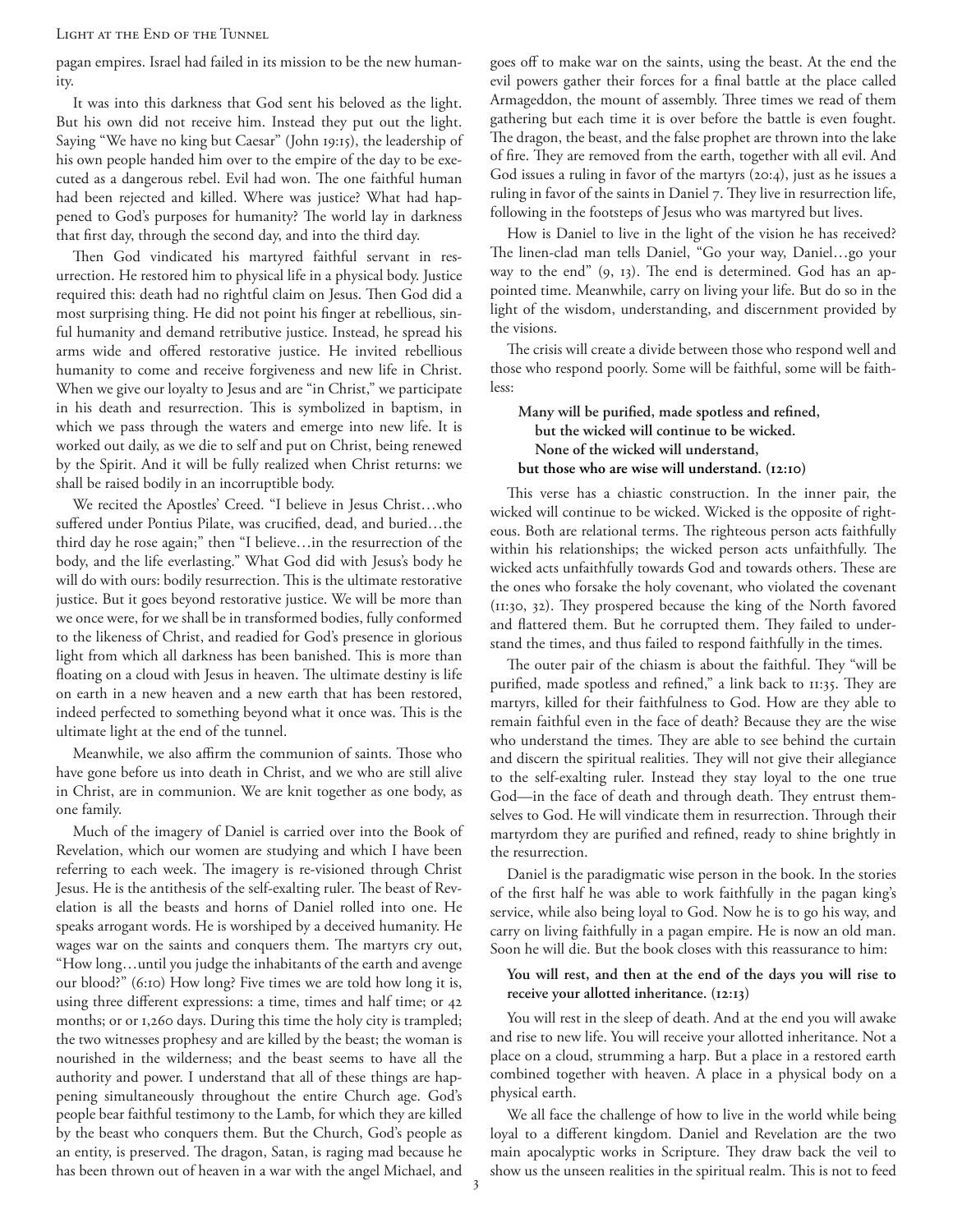pagan empires. Israel had failed in its mission to be the new humanity.

It was into this darkness that God sent his beloved as the light. But his own did not receive him. Instead they put out the light. Saying "We have no king but Caesar" (John 19:15), the leadership of his own people handed him over to the empire of the day to be executed as a dangerous rebel. Evil had won. The one faithful human had been rejected and killed. Where was justice? What had happened to God's purposes for humanity? The world lay in darkness that first day, through the second day, and into the third day.

Then God vindicated his martyred faithful servant in resurrection. He restored him to physical life in a physical body. Justice required this: death had no rightful claim on Jesus. Then God did a most surprising thing. He did not point his finger at rebellious, sinful humanity and demand retributive justice. Instead, he spread his arms wide and offered restorative justice. He invited rebellious humanity to come and receive forgiveness and new life in Christ. When we give our loyalty to Jesus and are "in Christ," we participate in his death and resurrection. This is symbolized in baptism, in which we pass through the waters and emerge into new life. It is worked out daily, as we die to self and put on Christ, being renewed by the Spirit. And it will be fully realized when Christ returns: we shall be raised bodily in an incorruptible body.

We recited the Apostles' Creed. "I believe in Jesus Christ…who suffered under Pontius Pilate, was crucified, dead, and buried…the third day he rose again;" then "I believe…in the resurrection of the body, and the life everlasting." What God did with Jesus's body he will do with ours: bodily resurrection. This is the ultimate restorative justice. But it goes beyond restorative justice. We will be more than we once were, for we shall be in transformed bodies, fully conformed to the likeness of Christ, and readied for God's presence in glorious light from which all darkness has been banished. This is more than floating on a cloud with Jesus in heaven. The ultimate destiny is life on earth in a new heaven and a new earth that has been restored, indeed perfected to something beyond what it once was. This is the ultimate light at the end of the tunnel.

Meanwhile, we also affirm the communion of saints. Those who have gone before us into death in Christ, and we who are still alive in Christ, are in communion. We are knit together as one body, as one family.

Much of the imagery of Daniel is carried over into the Book of Revelation, which our women are studying and which I have been referring to each week. The imagery is re-visioned through Christ Jesus. He is the antithesis of the self-exalting ruler. The beast of Revelation is all the beasts and horns of Daniel rolled into one. He speaks arrogant words. He is worshiped by a deceived humanity. He wages war on the saints and conquers them. The martyrs cry out, "How long…until you judge the inhabitants of the earth and avenge our blood?" (6:10) How long? Five times we are told how long it is, using three different expressions: a time, times and half time; or 42 months; or or 1,260 days. During this time the holy city is trampled; the two witnesses prophesy and are killed by the beast; the woman is nourished in the wilderness; and the beast seems to have all the authority and power. I understand that all of these things are happening simultaneously throughout the entire Church age. God's people bear faithful testimony to the Lamb, for which they are killed by the beast who conquers them. But the Church, God's people as an entity, is preserved. The dragon, Satan, is raging mad because he has been thrown out of heaven in a war with the angel Michael, and goes off to make war on the saints, using the beast. At the end the evil powers gather their forces for a final battle at the place called Armageddon, the mount of assembly. Three times we read of them gathering but each time it is over before the battle is even fought. The dragon, the beast, and the false prophet are thrown into the lake of fire. They are removed from the earth, together with all evil. And God issues a ruling in favor of the martyrs (20:4), just as he issues a ruling in favor of the saints in Daniel 7. They live in resurrection life, following in the footsteps of Jesus who was martyred but lives.

How is Daniel to live in the light of the vision he has received? The linen-clad man tells Daniel, "Go your way, Daniel…go your way to the end" (9, 13). The end is determined. God has an appointed time. Meanwhile, carry on living your life. But do so in the light of the wisdom, understanding, and discernment provided by the visions.

The crisis will create a divide between those who respond well and those who respond poorly. Some will be faithful, some will be faithless:

> **Many will be purified, made spotless and refined,**
> **but the wicked will continue to be wicked.**
> **None of the wicked will understand,**
> **but those who are wise will understand. (12:10)**

This verse has a chiastic construction. In the inner pair, the wicked will continue to be wicked. Wicked is the opposite of righteous. Both are relational terms. The righteous person acts faithfully within his relationships; the wicked person acts unfaithfully. The wicked acts unfaithfully towards God and towards others. These are the ones who forsake the holy covenant, who violated the covenant (11:30, 32). They prospered because the king of the North favored and flattered them. But he corrupted them. They failed to understand the times, and thus failed to respond faithfully in the times.

The outer pair of the chiasm is about the faithful. They "will be purified, made spotless and refined," a link back to 11:35. They are martyrs, killed for their faithfulness to God. How are they able to remain faithful even in the face of death? Because they are the wise who understand the times. They are able to see behind the curtain and discern the spiritual realities. They will not give their allegiance to the self-exalting ruler. Instead they stay loyal to the one true God—in the face of death and through death. They entrust themselves to God. He will vindicate them in resurrection. Through their martyrdom they are purified and refined, ready to shine brightly in the resurrection.

Daniel is the paradigmatic wise person in the book. In the stories of the first half he was able to work faithfully in the pagan king's service, while also being loyal to God. Now he is to go his way, and carry on living faithfully in a pagan empire. He is now an old man. Soon he will die. But the book closes with this reassurance to him:

> **You will rest, and then at the end of the days you will rise to receive your allotted inheritance. (12:13)**

You will rest in the sleep of death. And at the end you will awake and rise to new life. You will receive your allotted inheritance. Not a place on a cloud, strumming a harp. But a place in a restored earth combined together with heaven. A place in a physical body on a physical earth.

We all face the challenge of how to live in the world while being loyal to a different kingdom. Daniel and Revelation are the two main apocalyptic works in Scripture. They draw back the veil to show us the unseen realities in the spiritual realm. This is not to feed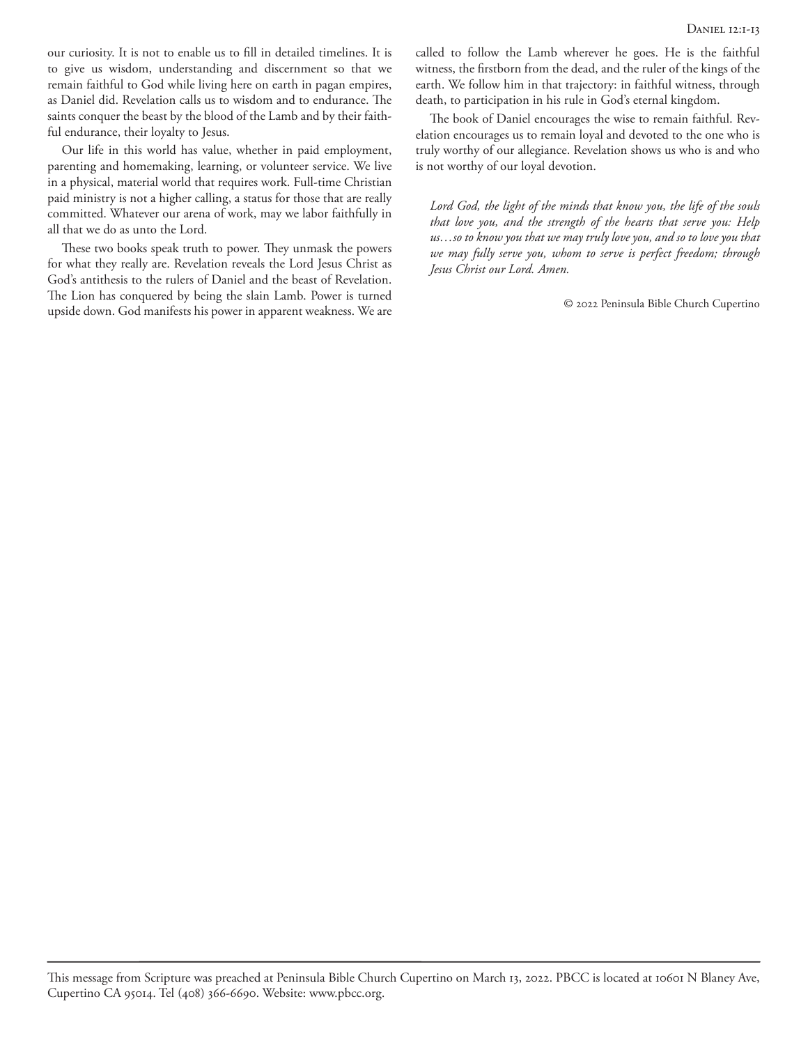our curiosity. It is not to enable us to fill in detailed timelines. It is to give us wisdom, understanding and discernment so that we remain faithful to God while living here on earth in pagan empires, as Daniel did. Revelation calls us to wisdom and to endurance. The saints conquer the beast by the blood of the Lamb and by their faithful endurance, their loyalty to Jesus.

Our life in this world has value, whether in paid employment, parenting and homemaking, learning, or volunteer service. We live in a physical, material world that requires work. Full-time Christian paid ministry is not a higher calling, a status for those that are really committed. Whatever our arena of work, may we labor faithfully in all that we do as unto the Lord.

These two books speak truth to power. They unmask the powers for what they really are. Revelation reveals the Lord Jesus Christ as God's antithesis to the rulers of Daniel and the beast of Revelation. The Lion has conquered by being the slain Lamb. Power is turned upside down. God manifests his power in apparent weakness. We are called to follow the Lamb wherever he goes. He is the faithful witness, the firstborn from the dead, and the ruler of the kings of the earth. We follow him in that trajectory: in faithful witness, through death, to participation in his rule in God's eternal kingdom.

The book of Daniel encourages the wise to remain faithful. Revelation encourages us to remain loyal and devoted to the one who is truly worthy of our allegiance. Revelation shows us who is and who is not worthy of our loyal devotion.

*Lord God, the light of the minds that know you, the life of the souls that love you, and the strength of the hearts that serve you: Help us…so to know you that we may truly love you, and so to love you that we may fully serve you, whom to serve is perfect freedom; through Jesus Christ our Lord. Amen.*

© 2022 Peninsula Bible Church Cupertino

This message from Scripture was preached at Peninsula Bible Church Cupertino on March 13, 2022. PBCC is located at 10601 N Blaney Ave, Cupertino CA 95014. Tel (408) 366-6690. Website: www.pbcc.org.